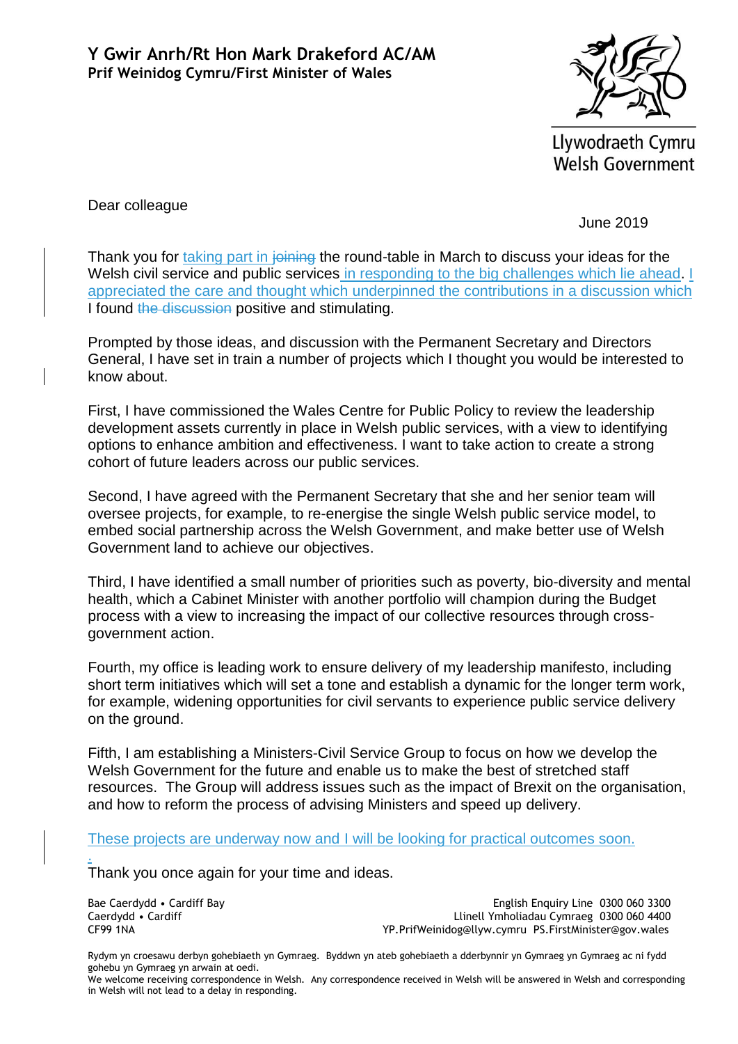**Y Gwir Anrh/Rt Hon Mark Drakeford AC/AM**
**Prif Weinidog Cymru/First Minister of Wales**

Llywodraeth Cymru
Welsh Government

Dear colleague

June 2019

Thank you for taking part in ~~joining~~ the round-table in March to discuss your ideas for the Welsh civil service and public services in responding to the big challenges which lie ahead. I appreciated the care and thought which underpinned the contributions in a discussion which I found ~~the discussion~~ positive and stimulating.

Prompted by those ideas, and discussion with the Permanent Secretary and Directors General, I have set in train a number of projects which I thought you would be interested to know about.

First, I have commissioned the Wales Centre for Public Policy to review the leadership development assets currently in place in Welsh public services, with a view to identifying options to enhance ambition and effectiveness. I want to take action to create a strong cohort of future leaders across our public services.

Second, I have agreed with the Permanent Secretary that she and her senior team will oversee projects, for example, to re-energise the single Welsh public service model, to embed social partnership across the Welsh Government, and make better use of Welsh Government land to achieve our objectives.

Third, I have identified a small number of priorities such as poverty, bio-diversity and mental health, which a Cabinet Minister with another portfolio will champion during the Budget process with a view to increasing the impact of our collective resources through cross-government action.

Fourth, my office is leading work to ensure delivery of my leadership manifesto, including short term initiatives which will set a tone and establish a dynamic for the longer term work, for example, widening opportunities for civil servants to experience public service delivery on the ground.

Fifth, I am establishing a Ministers-Civil Service Group to focus on how we develop the Welsh Government for the future and enable us to make the best of stretched staff resources. The Group will address issues such as the impact of Brexit on the organisation, and how to reform the process of advising Ministers and speed up delivery.

These projects are underway now and I will be looking for practical outcomes soon.

Thank you once again for your time and ideas.

Bae Caerdydd • Cardiff Bay
Caerdydd • Cardiff
CF99 1NA

English Enquiry Line 0300 060 3300
Llinell Ymholiadau Cymraeg 0300 060 4400
YP.PrifWeinidog@llyw.cymru PS.FirstMinister@gov.wales

Rydym yn croesawu derbyn gohebiaeth yn Gymraeg. Byddwn yn ateb gohebiaeth a dderbynnir yn Gymraeg yn Gymraeg ac ni fydd gohebu yn Gymraeg yn arwain at oedi.
We welcome receiving correspondence in Welsh. Any correspondence received in Welsh will be answered in Welsh and corresponding in Welsh will not lead to a delay in responding.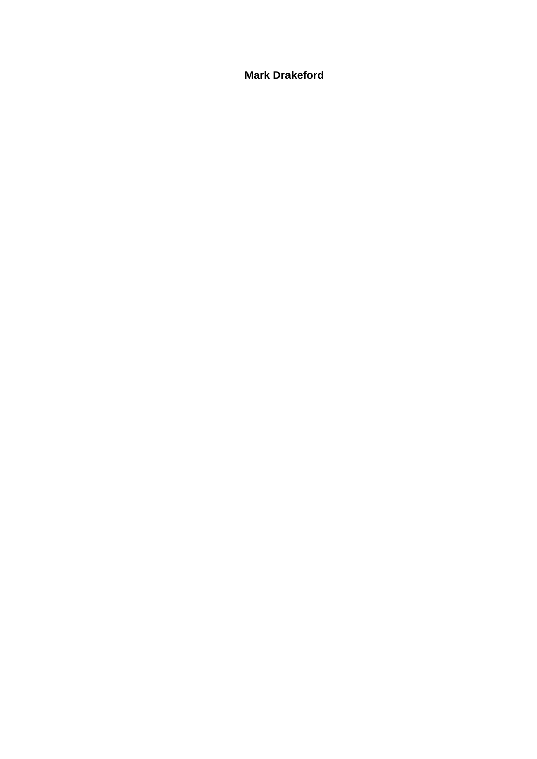**Mark Drakeford**